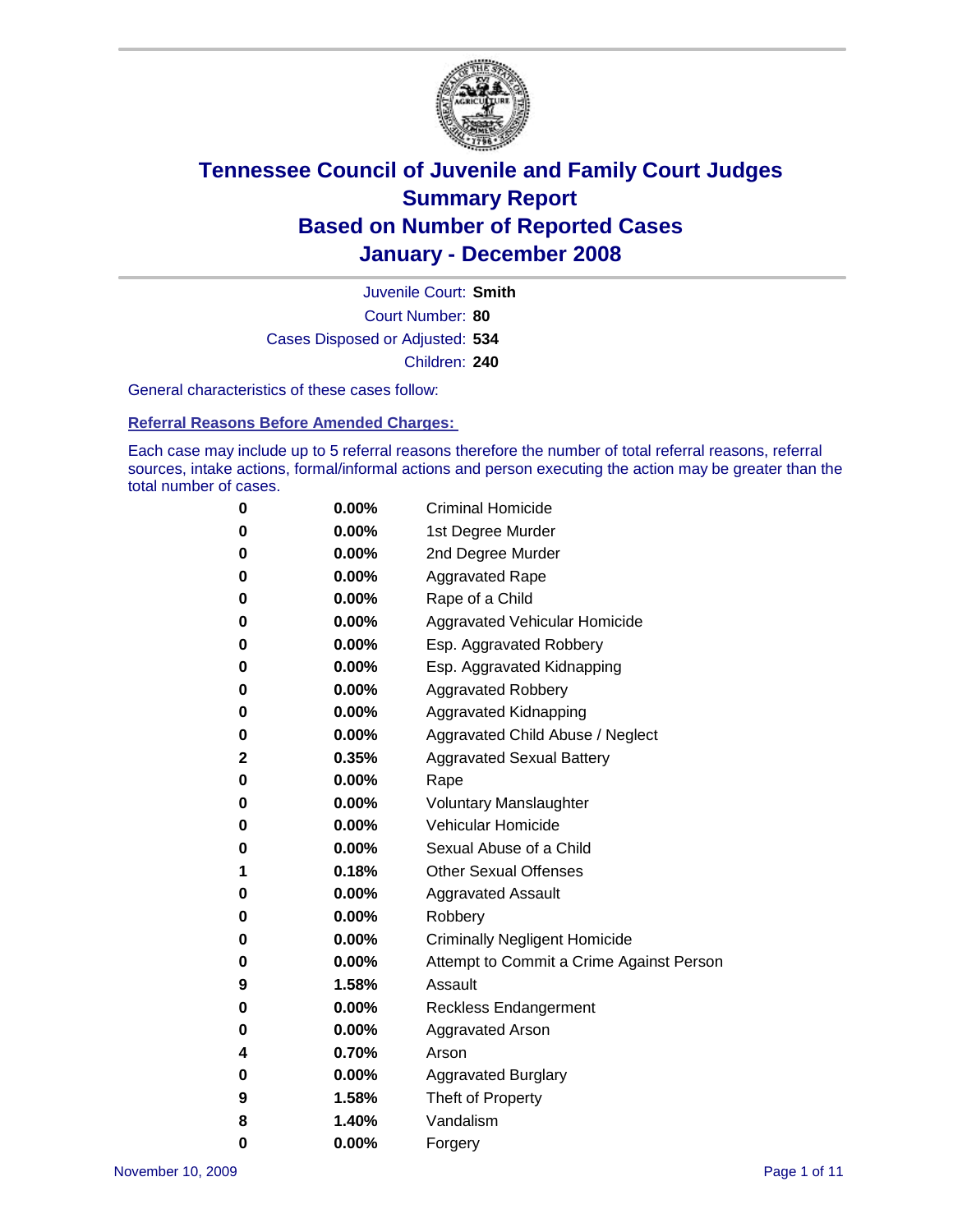# Tennessee Council of Juvenile and Family Court Judges
## Summary Report
## Based on Number of Reported Cases
## January - December 2008

Juvenile Court: **Smith**
Court Number: **80**
Cases Disposed or Adjusted: **534**
Children: **240**

General characteristics of these cases follow:

### Referral Reasons Before Amended Charges:

Each case may include up to 5 referral reasons therefore the number of total referral reasons, referral sources, intake actions, formal/informal actions and person executing the action may be greater than the total number of cases.

| | | |
|---|---|---|
| 0 | 0.00% | Criminal Homicide |
| 0 | 0.00% | 1st Degree Murder |
| 0 | 0.00% | 2nd Degree Murder |
| 0 | 0.00% | Aggravated Rape |
| 0 | 0.00% | Rape of a Child |
| 0 | 0.00% | Aggravated Vehicular Homicide |
| 0 | 0.00% | Esp. Aggravated Robbery |
| 0 | 0.00% | Esp. Aggravated Kidnapping |
| 0 | 0.00% | Aggravated Robbery |
| 0 | 0.00% | Aggravated Kidnapping |
| 0 | 0.00% | Aggravated Child Abuse / Neglect |
| 2 | 0.35% | Aggravated Sexual Battery |
| 0 | 0.00% | Rape |
| 0 | 0.00% | Voluntary Manslaughter |
| 0 | 0.00% | Vehicular Homicide |
| 0 | 0.00% | Sexual Abuse of a Child |
| 1 | 0.18% | Other Sexual Offenses |
| 0 | 0.00% | Aggravated Assault |
| 0 | 0.00% | Robbery |
| 0 | 0.00% | Criminally Negligent Homicide |
| 0 | 0.00% | Attempt to Commit a Crime Against Person |
| 9 | 1.58% | Assault |
| 0 | 0.00% | Reckless Endangerment |
| 0 | 0.00% | Aggravated Arson |
| 4 | 0.70% | Arson |
| 0 | 0.00% | Aggravated Burglary |
| 9 | 1.58% | Theft of Property |
| 8 | 1.40% | Vandalism |
| 0 | 0.00% | Forgery |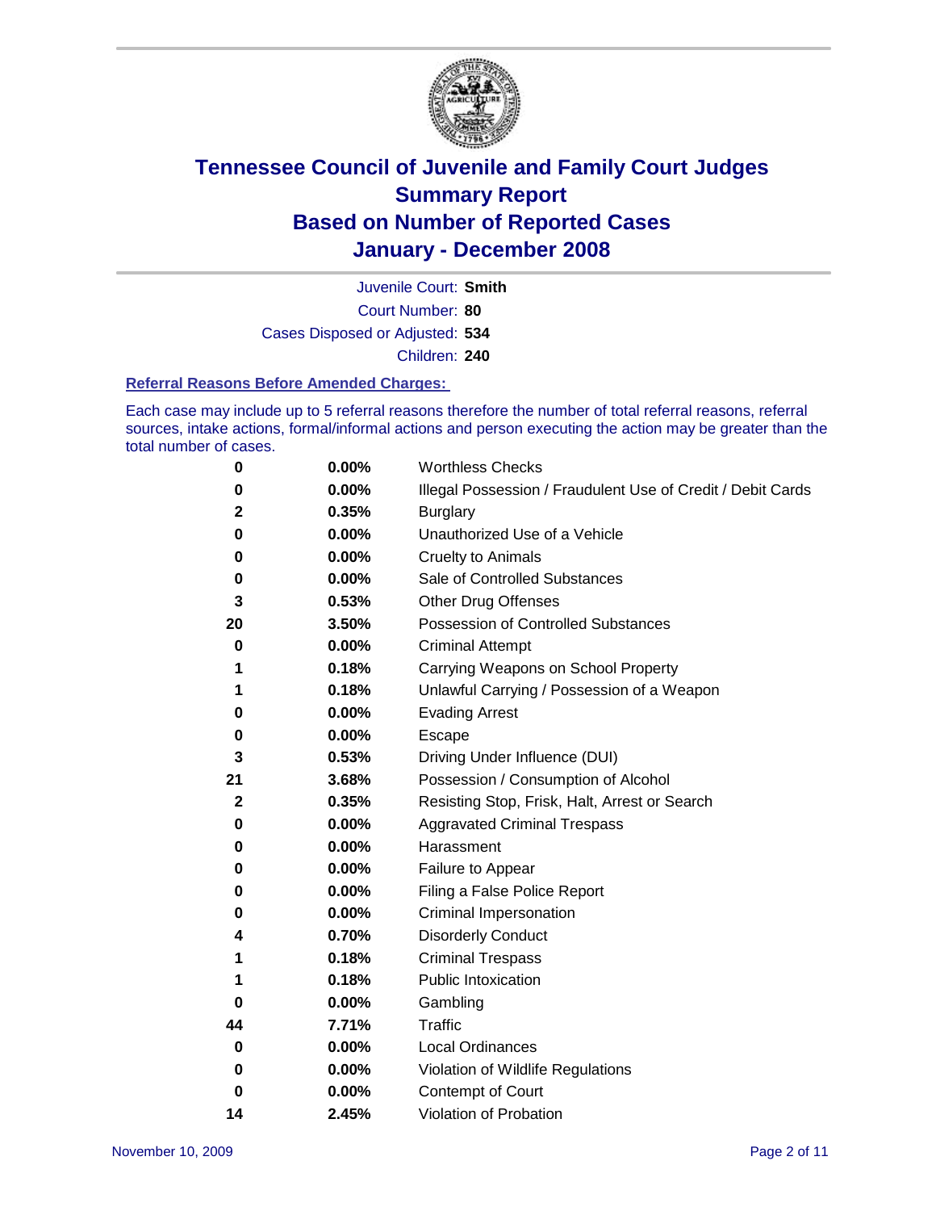# Tennessee Council of Juvenile and Family Court Judges
## Summary Report
## Based on Number of Reported Cases
## January - December 2008

Juvenile Court: **Smith**

Court Number: **80**

Cases Disposed or Adjusted: **534**

Children: **240**

### Referral Reasons Before Amended Charges:

Each case may include up to 5 referral reasons therefore the number of total referral reasons, referral sources, intake actions, formal/informal actions and person executing the action may be greater than the total number of cases.

| Count | Percent | Referral Reason |
|---|---|---|
| 0 | 0.00% | Worthless Checks |
| 0 | 0.00% | Illegal Possession / Fraudulent Use of Credit / Debit Cards |
| 2 | 0.35% | Burglary |
| 0 | 0.00% | Unauthorized Use of a Vehicle |
| 0 | 0.00% | Cruelty to Animals |
| 0 | 0.00% | Sale of Controlled Substances |
| 3 | 0.53% | Other Drug Offenses |
| 20 | 3.50% | Possession of Controlled Substances |
| 0 | 0.00% | Criminal Attempt |
| 1 | 0.18% | Carrying Weapons on School Property |
| 1 | 0.18% | Unlawful Carrying / Possession of a Weapon |
| 0 | 0.00% | Evading Arrest |
| 0 | 0.00% | Escape |
| 3 | 0.53% | Driving Under Influence (DUI) |
| 21 | 3.68% | Possession / Consumption of Alcohol |
| 2 | 0.35% | Resisting Stop, Frisk, Halt, Arrest or Search |
| 0 | 0.00% | Aggravated Criminal Trespass |
| 0 | 0.00% | Harassment |
| 0 | 0.00% | Failure to Appear |
| 0 | 0.00% | Filing a False Police Report |
| 0 | 0.00% | Criminal Impersonation |
| 4 | 0.70% | Disorderly Conduct |
| 1 | 0.18% | Criminal Trespass |
| 1 | 0.18% | Public Intoxication |
| 0 | 0.00% | Gambling |
| 44 | 7.71% | Traffic |
| 0 | 0.00% | Local Ordinances |
| 0 | 0.00% | Violation of Wildlife Regulations |
| 0 | 0.00% | Contempt of Court |
| 14 | 2.45% | Violation of Probation |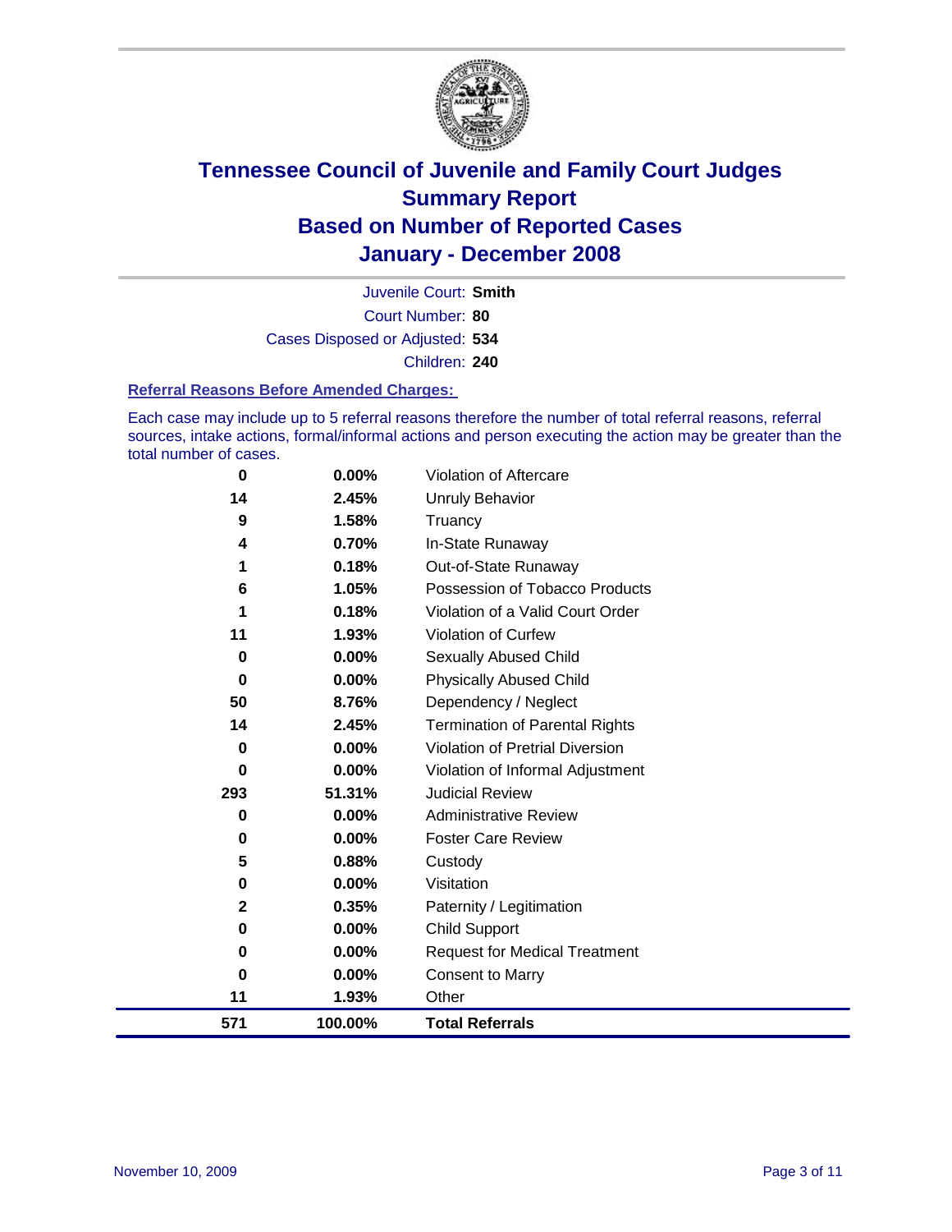# Tennessee Council of Juvenile and Family Court Judges
## Summary Report
## Based on Number of Reported Cases
## January - December 2008

Juvenile Court: **Smith**

Court Number: **80**

Cases Disposed or Adjusted: **534**

Children: **240**

### Referral Reasons Before Amended Charges:

Each case may include up to 5 referral reasons therefore the number of total referral reasons, referral sources, intake actions, formal/informal actions and person executing the action may be greater than the total number of cases.

| Count | Percent | Referral Reason |
|---|---|---|
| 0 | 0.00% | Violation of Aftercare |
| 14 | 2.45% | Unruly Behavior |
| 9 | 1.58% | Truancy |
| 4 | 0.70% | In-State Runaway |
| 1 | 0.18% | Out-of-State Runaway |
| 6 | 1.05% | Possession of Tobacco Products |
| 1 | 0.18% | Violation of a Valid Court Order |
| 11 | 1.93% | Violation of Curfew |
| 0 | 0.00% | Sexually Abused Child |
| 0 | 0.00% | Physically Abused Child |
| 50 | 8.76% | Dependency / Neglect |
| 14 | 2.45% | Termination of Parental Rights |
| 0 | 0.00% | Violation of Pretrial Diversion |
| 0 | 0.00% | Violation of Informal Adjustment |
| 293 | 51.31% | Judicial Review |
| 0 | 0.00% | Administrative Review |
| 0 | 0.00% | Foster Care Review |
| 5 | 0.88% | Custody |
| 0 | 0.00% | Visitation |
| 2 | 0.35% | Paternity / Legitimation |
| 0 | 0.00% | Child Support |
| 0 | 0.00% | Request for Medical Treatment |
| 0 | 0.00% | Consent to Marry |
| 11 | 1.93% | Other |
| **571** | **100.00%** | **Total Referrals** |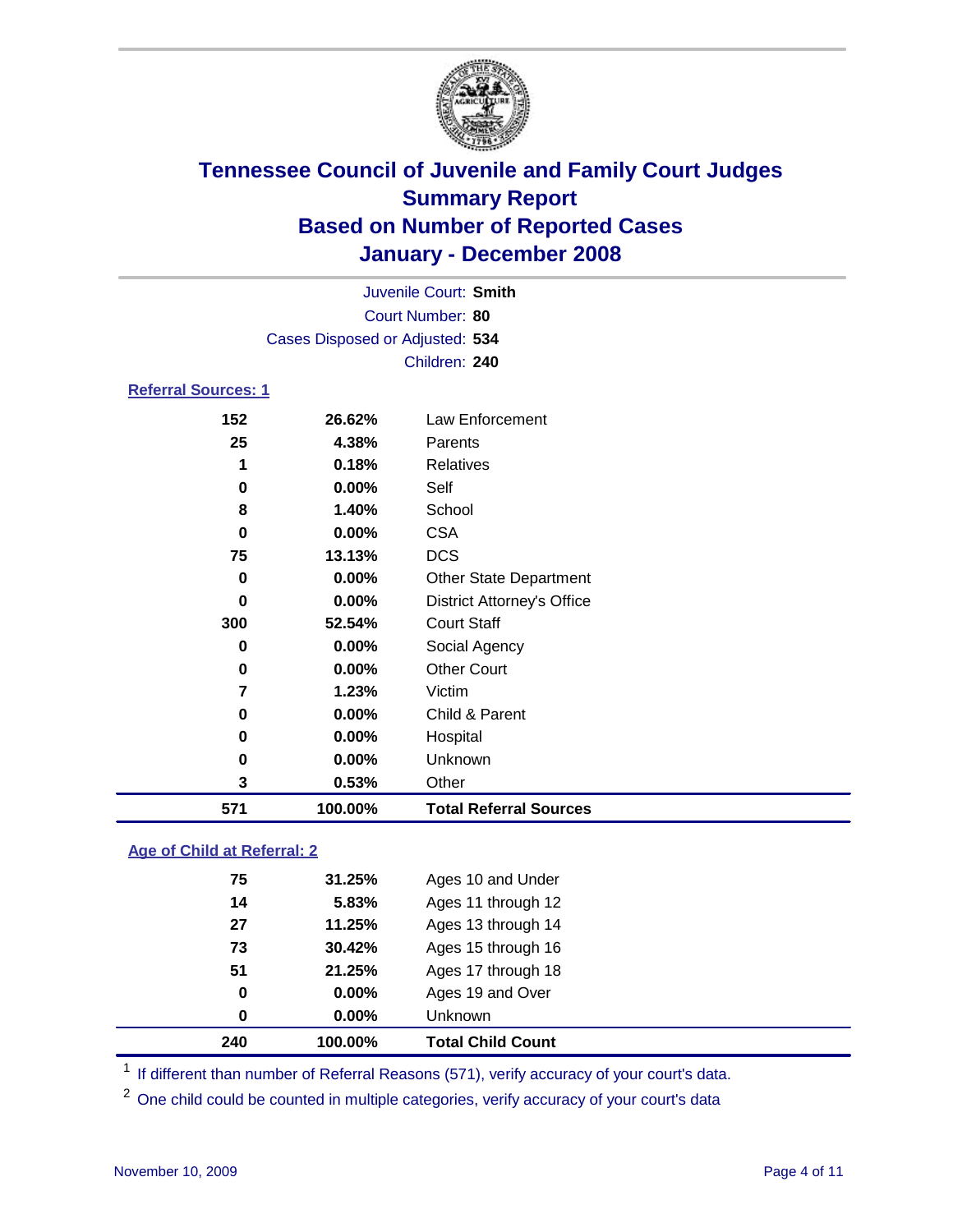# Tennessee Council of Juvenile and Family Court Judges
## Summary Report
## Based on Number of Reported Cases
## January - December 2008

Juvenile Court: **Smith**
Court Number: **80**
Cases Disposed or Adjusted: **534**
Children: **240**

### Referral Sources: 1

| | | |
|---|---|---|
| 152 | 26.62% | Law Enforcement |
| 25 | 4.38% | Parents |
| 1 | 0.18% | Relatives |
| 0 | 0.00% | Self |
| 8 | 1.40% | School |
| 0 | 0.00% | CSA |
| 75 | 13.13% | DCS |
| 0 | 0.00% | Other State Department |
| 0 | 0.00% | District Attorney's Office |
| 300 | 52.54% | Court Staff |
| 0 | 0.00% | Social Agency |
| 0 | 0.00% | Other Court |
| 7 | 1.23% | Victim |
| 0 | 0.00% | Child & Parent |
| 0 | 0.00% | Hospital |
| 0 | 0.00% | Unknown |
| 3 | 0.53% | Other |
| **571** | **100.00%** | **Total Referral Sources** |

### Age of Child at Referral: 2

| | | |
|---|---|---|
| 75 | 31.25% | Ages 10 and Under |
| 14 | 5.83% | Ages 11 through 12 |
| 27 | 11.25% | Ages 13 through 14 |
| 73 | 30.42% | Ages 15 through 16 |
| 51 | 21.25% | Ages 17 through 18 |
| 0 | 0.00% | Ages 19 and Over |
| 0 | 0.00% | Unknown |
| **240** | **100.00%** | **Total Child Count** |

[1] If different than number of Referral Reasons (571), verify accuracy of your court's data.

[2] One child could be counted in multiple categories, verify accuracy of your court's data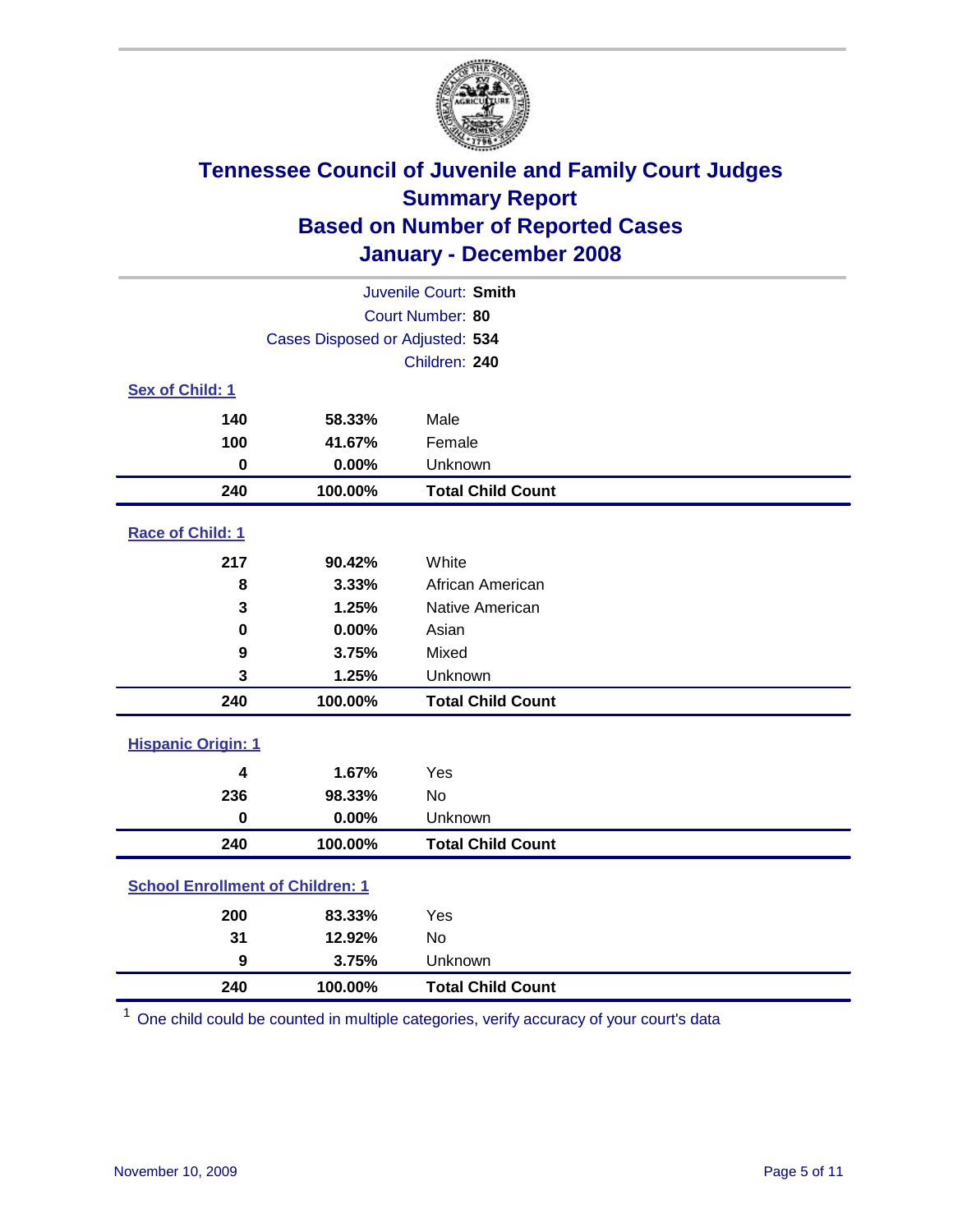# Tennessee Council of Juvenile and Family Court Judges
## Summary Report
## Based on Number of Reported Cases
## January - December 2008

Juvenile Court: **Smith**
Court Number: **80**
Cases Disposed or Adjusted: **534**
Children: **240**

### Sex of Child: 1

| Count | Percent | Category |
|---|---|---|
| 140 | 58.33% | Male |
| 100 | 41.67% | Female |
| 0 | 0.00% | Unknown |
| **240** | **100.00%** | **Total Child Count** |

### Race of Child: 1

| Count | Percent | Category |
|---|---|---|
| 217 | 90.42% | White |
| 8 | 3.33% | African American |
| 3 | 1.25% | Native American |
| 0 | 0.00% | Asian |
| 9 | 3.75% | Mixed |
| 3 | 1.25% | Unknown |
| **240** | **100.00%** | **Total Child Count** |

### Hispanic Origin: 1

| Count | Percent | Category |
|---|---|---|
| 4 | 1.67% | Yes |
| 236 | 98.33% | No |
| 0 | 0.00% | Unknown |
| **240** | **100.00%** | **Total Child Count** |

### School Enrollment of Children: 1

| Count | Percent | Category |
|---|---|---|
| 200 | 83.33% | Yes |
| 31 | 12.92% | No |
| 9 | 3.75% | Unknown |
| **240** | **100.00%** | **Total Child Count** |

[1] One child could be counted in multiple categories, verify accuracy of your court's data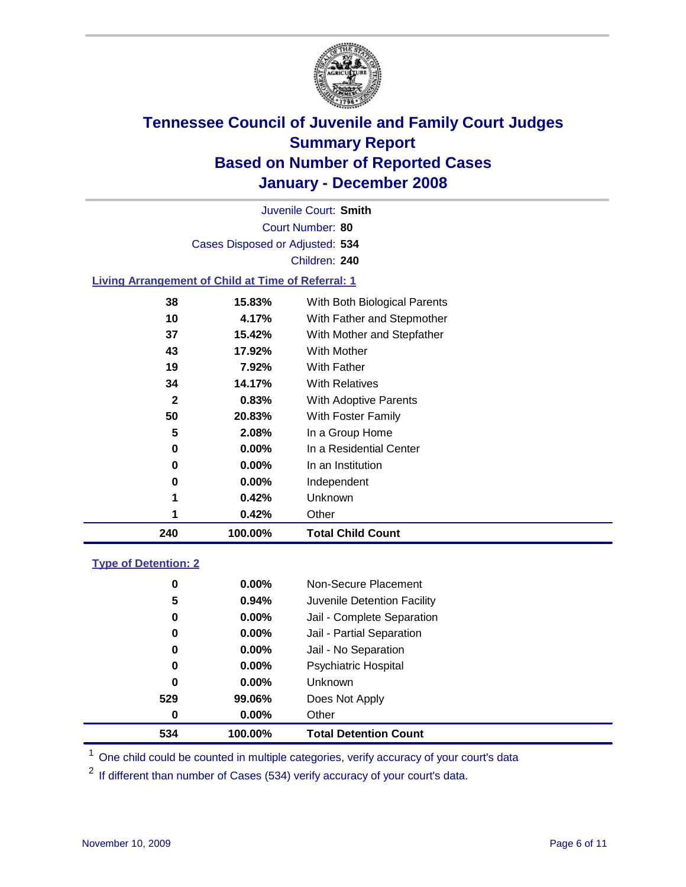# Tennessee Council of Juvenile and Family Court Judges
## Summary Report
## Based on Number of Reported Cases
## January - December 2008

Juvenile Court: **Smith**
Court Number: **80**
Cases Disposed or Adjusted: **534**
Children: **240**

### Living Arrangement of Child at Time of Referral: 1

| Count | Percent | Arrangement |
|---|---|---|
| 38 | 15.83% | With Both Biological Parents |
| 10 | 4.17% | With Father and Stepmother |
| 37 | 15.42% | With Mother and Stepfather |
| 43 | 17.92% | With Mother |
| 19 | 7.92% | With Father |
| 34 | 14.17% | With Relatives |
| 2 | 0.83% | With Adoptive Parents |
| 50 | 20.83% | With Foster Family |
| 5 | 2.08% | In a Group Home |
| 0 | 0.00% | In a Residential Center |
| 0 | 0.00% | In an Institution |
| 0 | 0.00% | Independent |
| 1 | 0.42% | Unknown |
| 1 | 0.42% | Other |
| **240** | **100.00%** | **Total Child Count** |

### Type of Detention: 2

| Count | Percent | Type |
|---|---|---|
| 0 | 0.00% | Non-Secure Placement |
| 5 | 0.94% | Juvenile Detention Facility |
| 0 | 0.00% | Jail - Complete Separation |
| 0 | 0.00% | Jail - Partial Separation |
| 0 | 0.00% | Jail - No Separation |
| 0 | 0.00% | Psychiatric Hospital |
| 0 | 0.00% | Unknown |
| 529 | 99.06% | Does Not Apply |
| 0 | 0.00% | Other |
| **534** | **100.00%** | **Total Detention Count** |

[1] One child could be counted in multiple categories, verify accuracy of your court's data

[2] If different than number of Cases (534) verify accuracy of your court's data.

November 10, 2009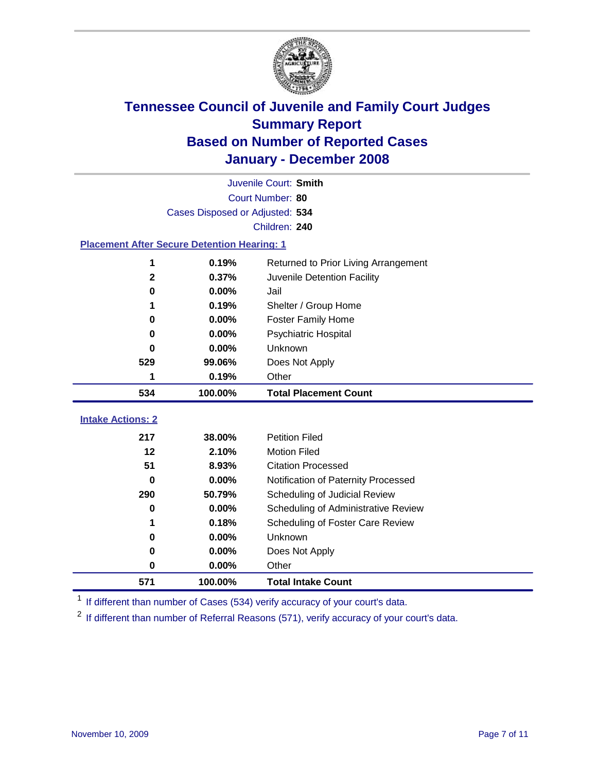# Tennessee Council of Juvenile and Family Court Judges
## Summary Report
## Based on Number of Reported Cases
## January - December 2008

Juvenile Court: **Smith**
Court Number: **80**
Cases Disposed or Adjusted: **534**
Children: **240**

### Placement After Secure Detention Hearing: 1

| Count | Percent | Placement |
|---|---|---|
| 1 | 0.19% | Returned to Prior Living Arrangement |
| 2 | 0.37% | Juvenile Detention Facility |
| 0 | 0.00% | Jail |
| 1 | 0.19% | Shelter / Group Home |
| 0 | 0.00% | Foster Family Home |
| 0 | 0.00% | Psychiatric Hospital |
| 0 | 0.00% | Unknown |
| 529 | 99.06% | Does Not Apply |
| 1 | 0.19% | Other |
| **534** | **100.00%** | **Total Placement Count** |

### Intake Actions: 2

| Count | Percent | Intake Action |
|---|---|---|
| 217 | 38.00% | Petition Filed |
| 12 | 2.10% | Motion Filed |
| 51 | 8.93% | Citation Processed |
| 0 | 0.00% | Notification of Paternity Processed |
| 290 | 50.79% | Scheduling of Judicial Review |
| 0 | 0.00% | Scheduling of Administrative Review |
| 1 | 0.18% | Scheduling of Foster Care Review |
| 0 | 0.00% | Unknown |
| 0 | 0.00% | Does Not Apply |
| 0 | 0.00% | Other |
| **571** | **100.00%** | **Total Intake Count** |

[1] If different than number of Cases (534) verify accuracy of your court's data.

[2] If different than number of Referral Reasons (571), verify accuracy of your court's data.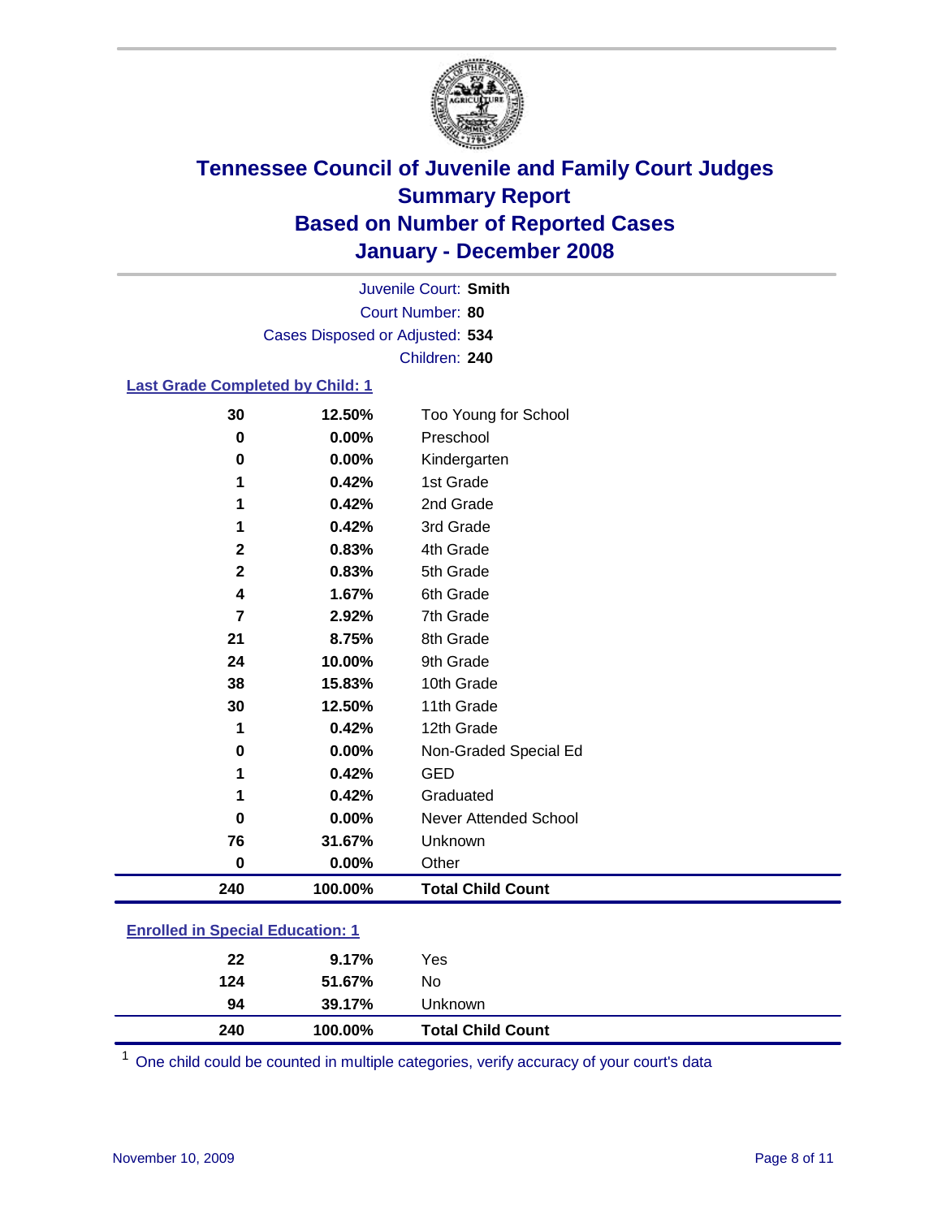# Tennessee Council of Juvenile and Family Court Judges
# Summary Report
# Based on Number of Reported Cases
# January - December 2008

Juvenile Court: **Smith**
Court Number: **80**
Cases Disposed or Adjusted: **534**
Children: **240**

### Last Grade Completed by Child: 1

| | | |
|---|---|---|
| 30 | 12.50% | Too Young for School |
| 0 | 0.00% | Preschool |
| 0 | 0.00% | Kindergarten |
| 1 | 0.42% | 1st Grade |
| 1 | 0.42% | 2nd Grade |
| 1 | 0.42% | 3rd Grade |
| 2 | 0.83% | 4th Grade |
| 2 | 0.83% | 5th Grade |
| 4 | 1.67% | 6th Grade |
| 7 | 2.92% | 7th Grade |
| 21 | 8.75% | 8th Grade |
| 24 | 10.00% | 9th Grade |
| 38 | 15.83% | 10th Grade |
| 30 | 12.50% | 11th Grade |
| 1 | 0.42% | 12th Grade |
| 0 | 0.00% | Non-Graded Special Ed |
| 1 | 0.42% | GED |
| 1 | 0.42% | Graduated |
| 0 | 0.00% | Never Attended School |
| 76 | 31.67% | Unknown |
| 0 | 0.00% | Other |
| **240** | **100.00%** | **Total Child Count** |

### Enrolled in Special Education: 1

| | | |
|---|---|---|
| 22 | 9.17% | Yes |
| 124 | 51.67% | No |
| 94 | 39.17% | Unknown |
| **240** | **100.00%** | **Total Child Count** |

[1] One child could be counted in multiple categories, verify accuracy of your court's data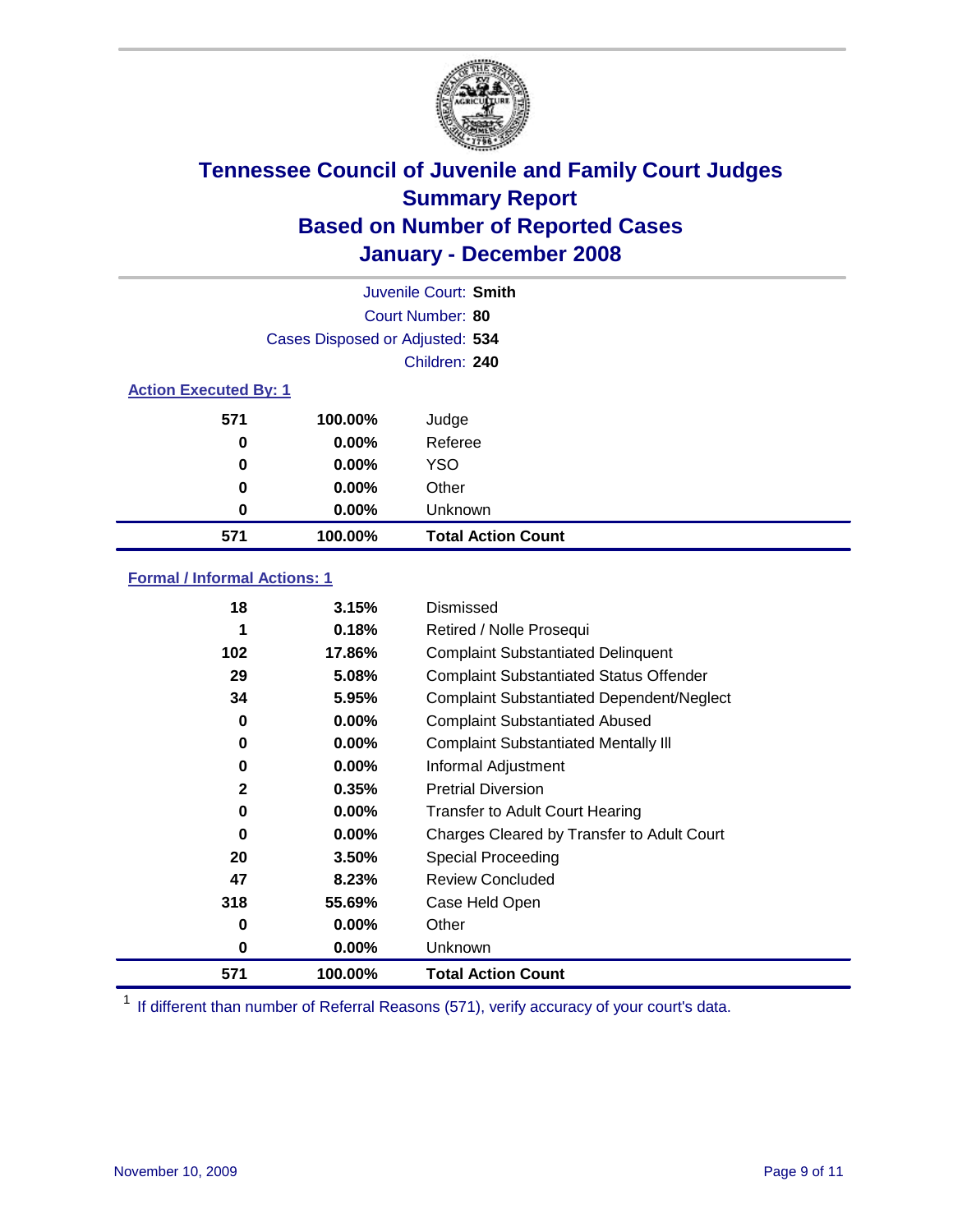# Tennessee Council of Juvenile and Family Court Judges
## Summary Report
## Based on Number of Reported Cases
## January - December 2008

Juvenile Court: **Smith**
Court Number: **80**
Cases Disposed or Adjusted: **534**
Children: **240**

### Action Executed By: 1

| | | |
|---|---|---|
| 571 | 100.00% | Judge |
| 0 | 0.00% | Referee |
| 0 | 0.00% | YSO |
| 0 | 0.00% | Other |
| 0 | 0.00% | Unknown |
| **571** | **100.00%** | **Total Action Count** |

### Formal / Informal Actions: 1

| | | |
|---|---|---|
| 18 | 3.15% | Dismissed |
| 1 | 0.18% | Retired / Nolle Prosequi |
| 102 | 17.86% | Complaint Substantiated Delinquent |
| 29 | 5.08% | Complaint Substantiated Status Offender |
| 34 | 5.95% | Complaint Substantiated Dependent/Neglect |
| 0 | 0.00% | Complaint Substantiated Abused |
| 0 | 0.00% | Complaint Substantiated Mentally Ill |
| 0 | 0.00% | Informal Adjustment |
| 2 | 0.35% | Pretrial Diversion |
| 0 | 0.00% | Transfer to Adult Court Hearing |
| 0 | 0.00% | Charges Cleared by Transfer to Adult Court |
| 20 | 3.50% | Special Proceeding |
| 47 | 8.23% | Review Concluded |
| 318 | 55.69% | Case Held Open |
| 0 | 0.00% | Other |
| 0 | 0.00% | Unknown |
| **571** | **100.00%** | **Total Action Count** |

[1] If different than number of Referral Reasons (571), verify accuracy of your court's data.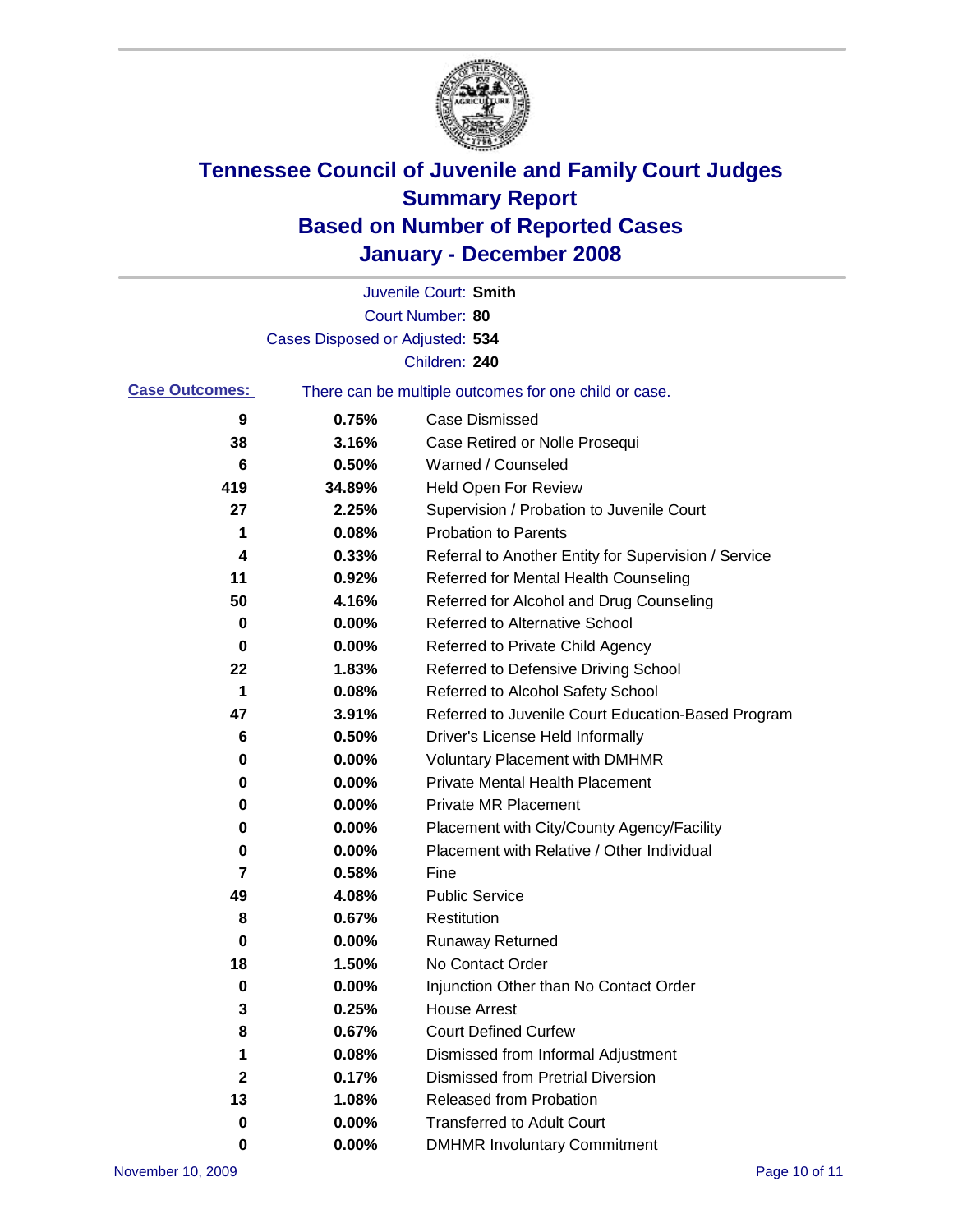# Tennessee Council of Juvenile and Family Court Judges
## Summary Report
## Based on Number of Reported Cases
## January - December 2008

Juvenile Court: **Smith**
Court Number: **80**
Cases Disposed or Adjusted: **534**
Children: **240**

**Case Outcomes:** There can be multiple outcomes for one child or case.

| Count | Percent | Outcome |
|---|---|---|
| 9 | 0.75% | Case Dismissed |
| 38 | 3.16% | Case Retired or Nolle Prosequi |
| 6 | 0.50% | Warned / Counseled |
| 419 | 34.89% | Held Open For Review |
| 27 | 2.25% | Supervision / Probation to Juvenile Court |
| 1 | 0.08% | Probation to Parents |
| 4 | 0.33% | Referral to Another Entity for Supervision / Service |
| 11 | 0.92% | Referred for Mental Health Counseling |
| 50 | 4.16% | Referred for Alcohol and Drug Counseling |
| 0 | 0.00% | Referred to Alternative School |
| 0 | 0.00% | Referred to Private Child Agency |
| 22 | 1.83% | Referred to Defensive Driving School |
| 1 | 0.08% | Referred to Alcohol Safety School |
| 47 | 3.91% | Referred to Juvenile Court Education-Based Program |
| 6 | 0.50% | Driver's License Held Informally |
| 0 | 0.00% | Voluntary Placement with DMHMR |
| 0 | 0.00% | Private Mental Health Placement |
| 0 | 0.00% | Private MR Placement |
| 0 | 0.00% | Placement with City/County Agency/Facility |
| 0 | 0.00% | Placement with Relative / Other Individual |
| 7 | 0.58% | Fine |
| 49 | 4.08% | Public Service |
| 8 | 0.67% | Restitution |
| 0 | 0.00% | Runaway Returned |
| 18 | 1.50% | No Contact Order |
| 0 | 0.00% | Injunction Other than No Contact Order |
| 3 | 0.25% | House Arrest |
| 8 | 0.67% | Court Defined Curfew |
| 1 | 0.08% | Dismissed from Informal Adjustment |
| 2 | 0.17% | Dismissed from Pretrial Diversion |
| 13 | 1.08% | Released from Probation |
| 0 | 0.00% | Transferred to Adult Court |
| 0 | 0.00% | DMHMR Involuntary Commitment |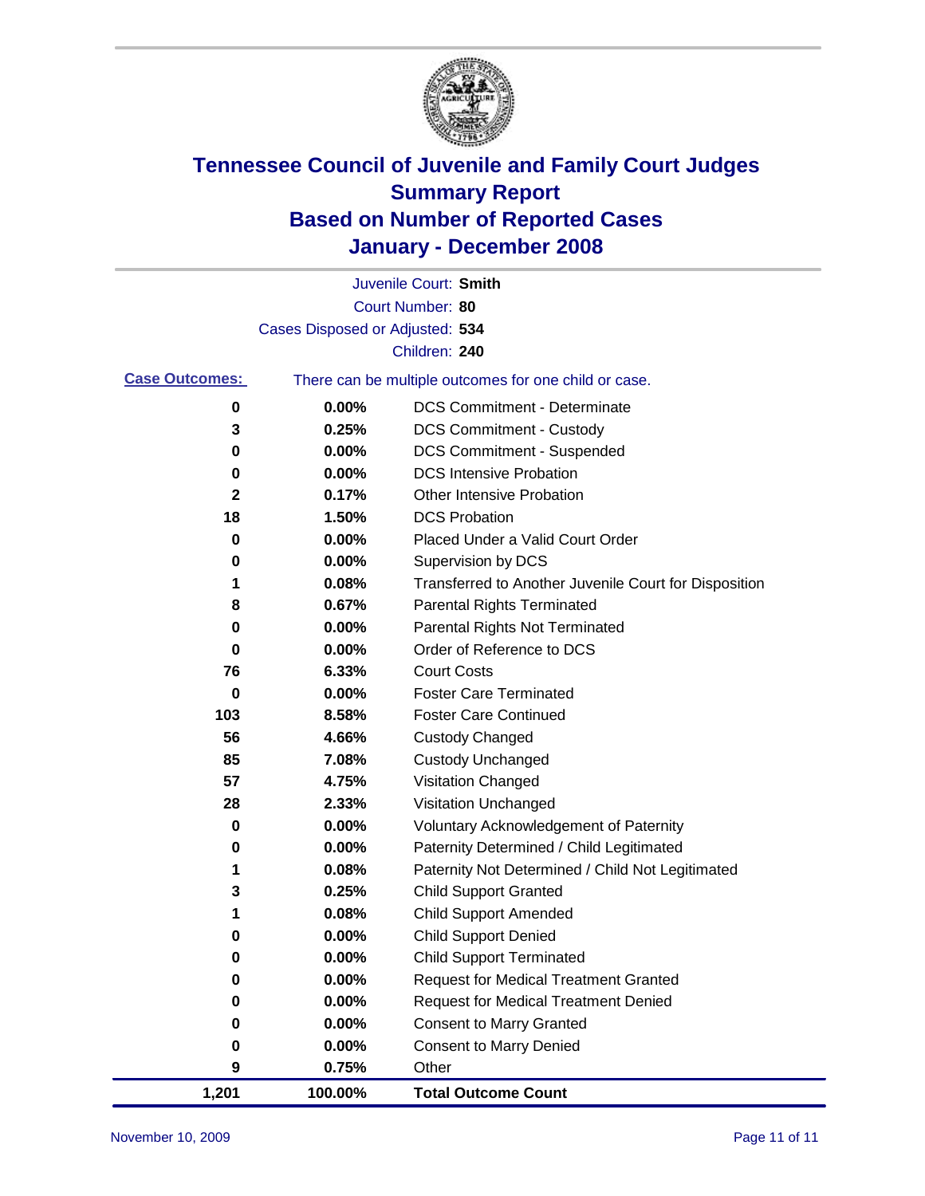# Tennessee Council of Juvenile and Family Court Judges
## Summary Report
## Based on Number of Reported Cases
## January - December 2008

Juvenile Court: **Smith**
Court Number: **80**
Cases Disposed or Adjusted: **534**
Children: **240**

**Case Outcomes:** There can be multiple outcomes for one child or case.

| | | |
|---|---|---|
| 0 | 0.00% | DCS Commitment - Determinate |
| 3 | 0.25% | DCS Commitment - Custody |
| 0 | 0.00% | DCS Commitment - Suspended |
| 0 | 0.00% | DCS Intensive Probation |
| 2 | 0.17% | Other Intensive Probation |
| 18 | 1.50% | DCS Probation |
| 0 | 0.00% | Placed Under a Valid Court Order |
| 0 | 0.00% | Supervision by DCS |
| 1 | 0.08% | Transferred to Another Juvenile Court for Disposition |
| 8 | 0.67% | Parental Rights Terminated |
| 0 | 0.00% | Parental Rights Not Terminated |
| 0 | 0.00% | Order of Reference to DCS |
| 76 | 6.33% | Court Costs |
| 0 | 0.00% | Foster Care Terminated |
| 103 | 8.58% | Foster Care Continued |
| 56 | 4.66% | Custody Changed |
| 85 | 7.08% | Custody Unchanged |
| 57 | 4.75% | Visitation Changed |
| 28 | 2.33% | Visitation Unchanged |
| 0 | 0.00% | Voluntary Acknowledgement of Paternity |
| 0 | 0.00% | Paternity Determined / Child Legitimated |
| 1 | 0.08% | Paternity Not Determined / Child Not Legitimated |
| 3 | 0.25% | Child Support Granted |
| 1 | 0.08% | Child Support Amended |
| 0 | 0.00% | Child Support Denied |
| 0 | 0.00% | Child Support Terminated |
| 0 | 0.00% | Request for Medical Treatment Granted |
| 0 | 0.00% | Request for Medical Treatment Denied |
| 0 | 0.00% | Consent to Marry Granted |
| 0 | 0.00% | Consent to Marry Denied |
| 9 | 0.75% | Other |
| **1,201** | **100.00%** | **Total Outcome Count** |

November 10, 2009